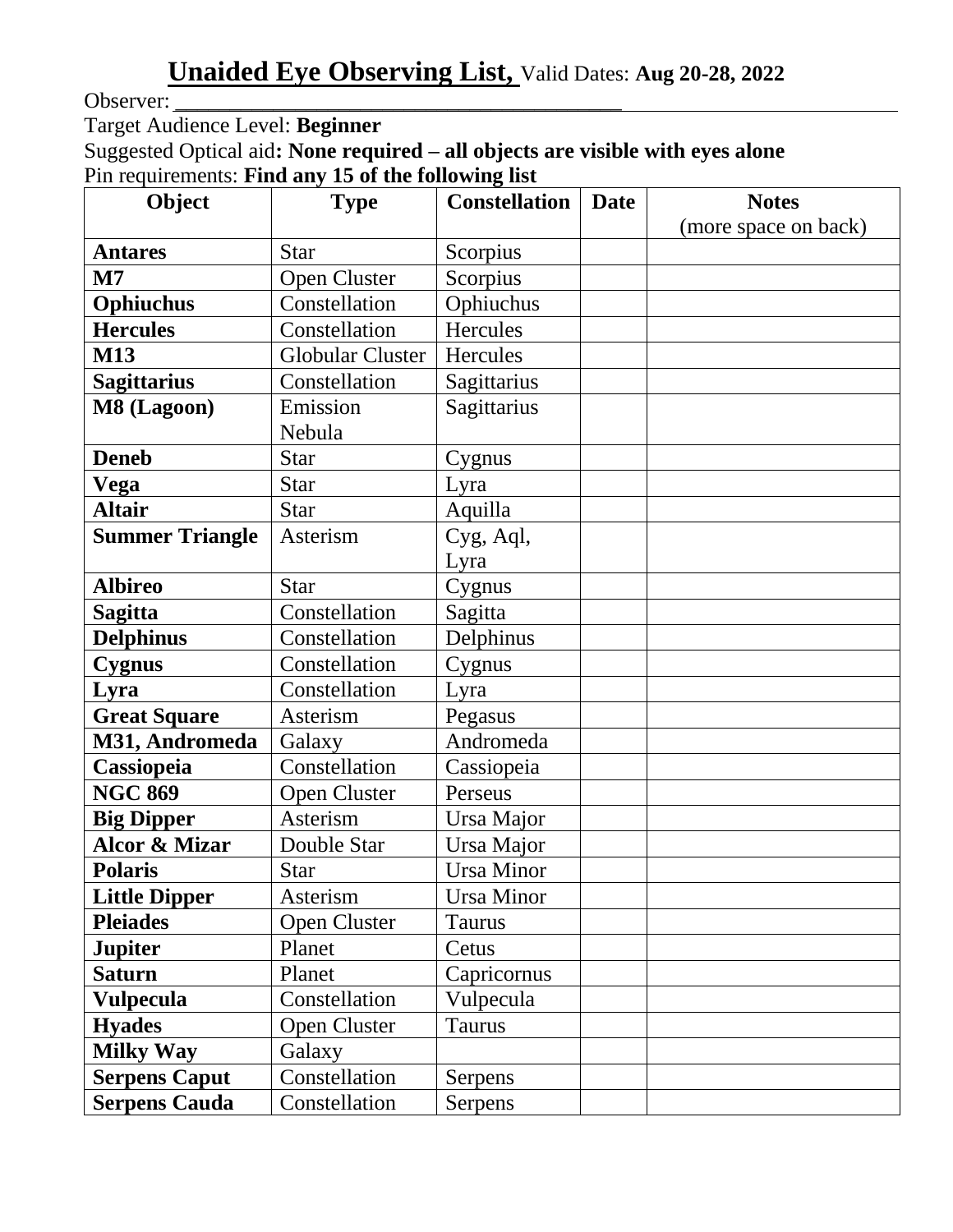# Unaided Eye Observing List, Valid Dates: **Aug 20-28, 2022**

Observer: ___________________________________________

Target Audience Level: **Beginner**

Suggested Optical aid**: None required – all objects are visible with eyes alone**

Pin requirements: **Find any 15 of the following list**

| Object | Type | Constellation | Date | Notes (more space on back) |
|---|---|---|---|---|
| **Antares** | Star | Scorpius | | |
| **M7** | Open Cluster | Scorpius | | |
| **Ophiuchus** | Constellation | Ophiuchus | | |
| **Hercules** | Constellation | Hercules | | |
| **M13** | Globular Cluster | Hercules | | |
| **Sagittarius** | Constellation | Sagittarius | | |
| **M8 (Lagoon)** | Emission Nebula | Sagittarius | | |
| **Deneb** | Star | Cygnus | | |
| **Vega** | Star | Lyra | | |
| **Altair** | Star | Aquilla | | |
| **Summer Triangle** | Asterism | Cyg, Aql, Lyra | | |
| **Albireo** | Star | Cygnus | | |
| **Sagitta** | Constellation | Sagitta | | |
| **Delphinus** | Constellation | Delphinus | | |
| **Cygnus** | Constellation | Cygnus | | |
| **Lyra** | Constellation | Lyra | | |
| **Great Square** | Asterism | Pegasus | | |
| **M31, Andromeda** | Galaxy | Andromeda | | |
| **Cassiopeia** | Constellation | Cassiopeia | | |
| **NGC 869** | Open Cluster | Perseus | | |
| **Big Dipper** | Asterism | Ursa Major | | |
| **Alcor & Mizar** | Double Star | Ursa Major | | |
| **Polaris** | Star | Ursa Minor | | |
| **Little Dipper** | Asterism | Ursa Minor | | |
| **Pleiades** | Open Cluster | Taurus | | |
| **Jupiter** | Planet | Cetus | | |
| **Saturn** | Planet | Capricornus | | |
| **Vulpecula** | Constellation | Vulpecula | | |
| **Hyades** | Open Cluster | Taurus | | |
| **Milky Way** | Galaxy | | | |
| **Serpens Caput** | Constellation | Serpens | | |
| **Serpens Cauda** | Constellation | Serpens | | |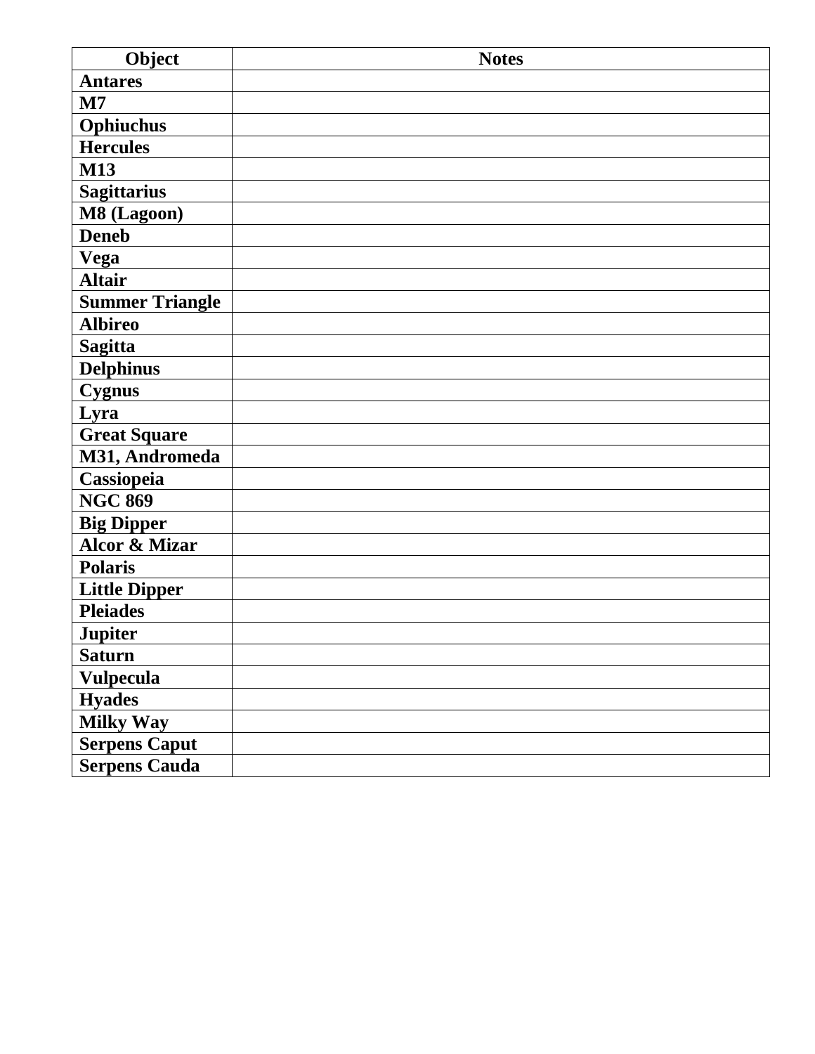| Object | Notes |
|---|---|
| **Antares** | |
| **M7** | |
| **Ophiuchus** | |
| **Hercules** | |
| **M13** | |
| **Sagittarius** | |
| **M8 (Lagoon)** | |
| **Deneb** | |
| **Vega** | |
| **Altair** | |
| **Summer Triangle** | |
| **Albireo** | |
| **Sagitta** | |
| **Delphinus** | |
| **Cygnus** | |
| **Lyra** | |
| **Great Square** | |
| **M31, Andromeda** | |
| **Cassiopeia** | |
| **NGC 869** | |
| **Big Dipper** | |
| **Alcor & Mizar** | |
| **Polaris** | |
| **Little Dipper** | |
| **Pleiades** | |
| **Jupiter** | |
| **Saturn** | |
| **Vulpecula** | |
| **Hyades** | |
| **Milky Way** | |
| **Serpens Caput** | |
| **Serpens Cauda** | |